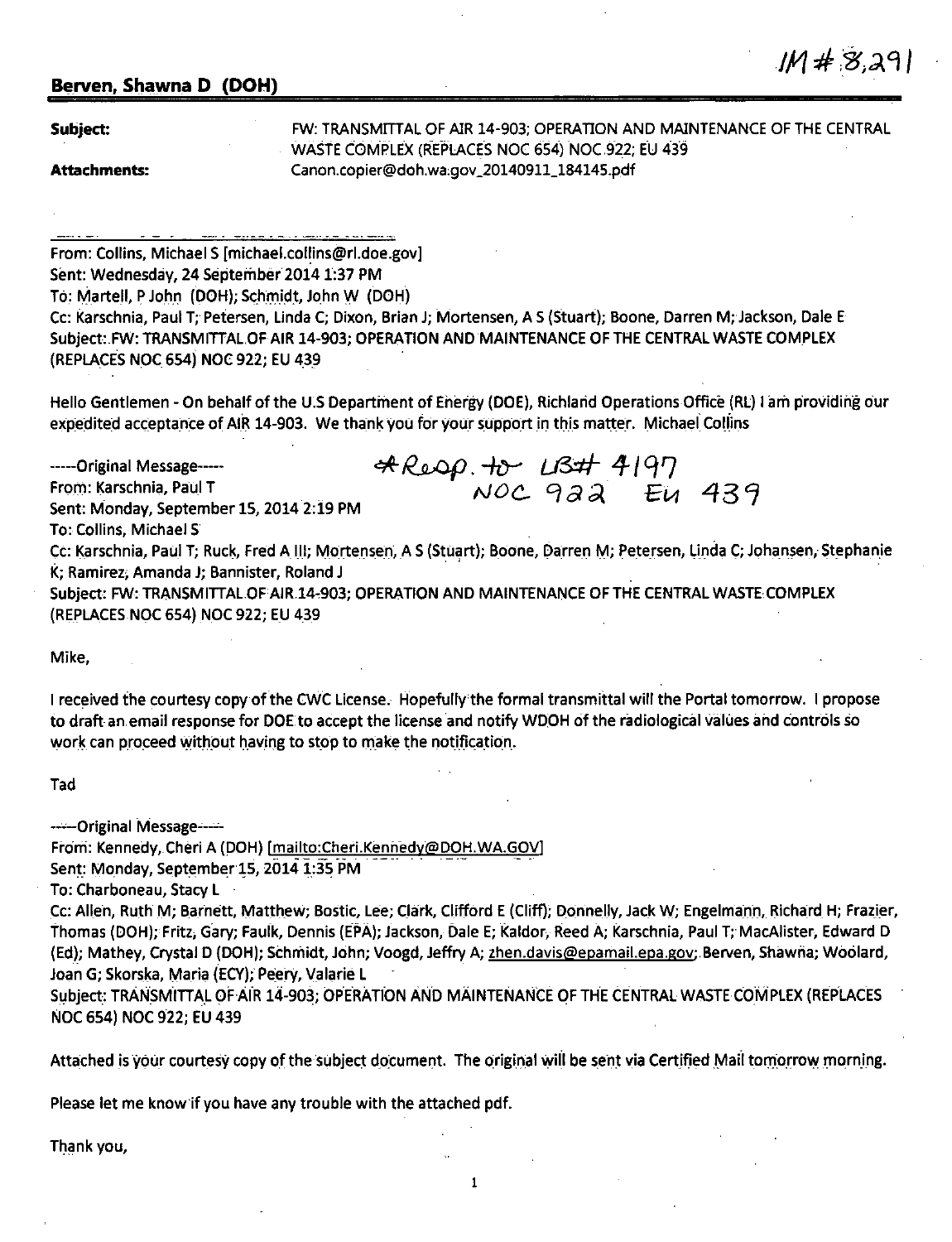IM # 8,291

**Berven, Shawna D (DOH)**

**Subject:** FW: TRANSMITTAL OF AIR 14-903; OPERATION AND MAINTENANCE OF THE CENTRAL WASTE COMPLEX (REPLACES NOC 654) NOC 922; EU 439

**Attachments:** Canon.copier@doh.wa.gov_20140911_184145.pdf

From: Collins, Michael S [michael.collins@rl.doe.gov]
Sent: Wednesday, 24 September 2014 1:37 PM
To: Martell, P John (DOH); Schmidt, John W (DOH)
Cc: Karschnia, Paul T; Petersen, Linda C; Dixon, Brian J; Mortensen, A S (Stuart); Boone, Darren M; Jackson, Dale E
Subject: FW: TRANSMITTAL OF AIR 14-903; OPERATION AND MAINTENANCE OF THE CENTRAL WASTE COMPLEX (REPLACES NOC 654) NOC 922; EU 439

Hello Gentlemen - On behalf of the U.S Department of Energy (DOE), Richland Operations Office (RL) I am providing our expedited acceptance of AIR 14-903. We thank you for your support in this matter. Michael Collins

*Resp. to LB# 4197 NOC 922 EU 439*

-----Original Message-----
From: Karschnia, Paul T
Sent: Monday, September 15, 2014 2:19 PM
To: Collins, Michael S
Cc: Karschnia, Paul T; Ruck, Fred A III; Mortensen, A S (Stuart); Boone, Darren M; Petersen, Linda C; Johansen, Stephanie K; Ramirez, Amanda J; Bannister, Roland J
Subject: FW: TRANSMITTAL OF AIR 14-903; OPERATION AND MAINTENANCE OF THE CENTRAL WASTE COMPLEX (REPLACES NOC 654) NOC 922; EU 439

Mike,

I received the courtesy copy of the CWC License. Hopefully the formal transmittal will the Portal tomorrow. I propose to draft an email response for DOE to accept the license and notify WDOH of the radiological values and controls so work can proceed without having to stop to make the notification.

Tad

-----Original Message-----
From: Kennedy, Cheri A (DOH) [mailto:Cheri.Kennedy@DOH.WA.GOV]
Sent: Monday, September 15, 2014 1:35 PM
To: Charboneau, Stacy L
Cc: Allen, Ruth M; Barnett, Matthew; Bostic, Lee; Clark, Clifford E (Cliff); Donnelly, Jack W; Engelmann, Richard H; Frazier, Thomas (DOH); Fritz, Gary; Faulk, Dennis (EPA); Jackson, Dale E; Kaldor, Reed A; Karschnia, Paul T; MacAlister, Edward D (Ed); Mathey, Crystal D (DOH); Schmidt, John; Voogd, Jeffry A; zhen.davis@epamail.epa.gov; Berven, Shawna; Woolard, Joan G; Skorska, Maria (ECY); Peery, Valarie L
Subject: TRANSMITTAL OF AIR 14-903; OPERATION AND MAINTENANCE OF THE CENTRAL WASTE COMPLEX (REPLACES NOC 654) NOC 922; EU 439

Attached is your courtesy copy of the subject document. The original will be sent via Certified Mail tomorrow morning.

Please let me know if you have any trouble with the attached pdf.

Thank you,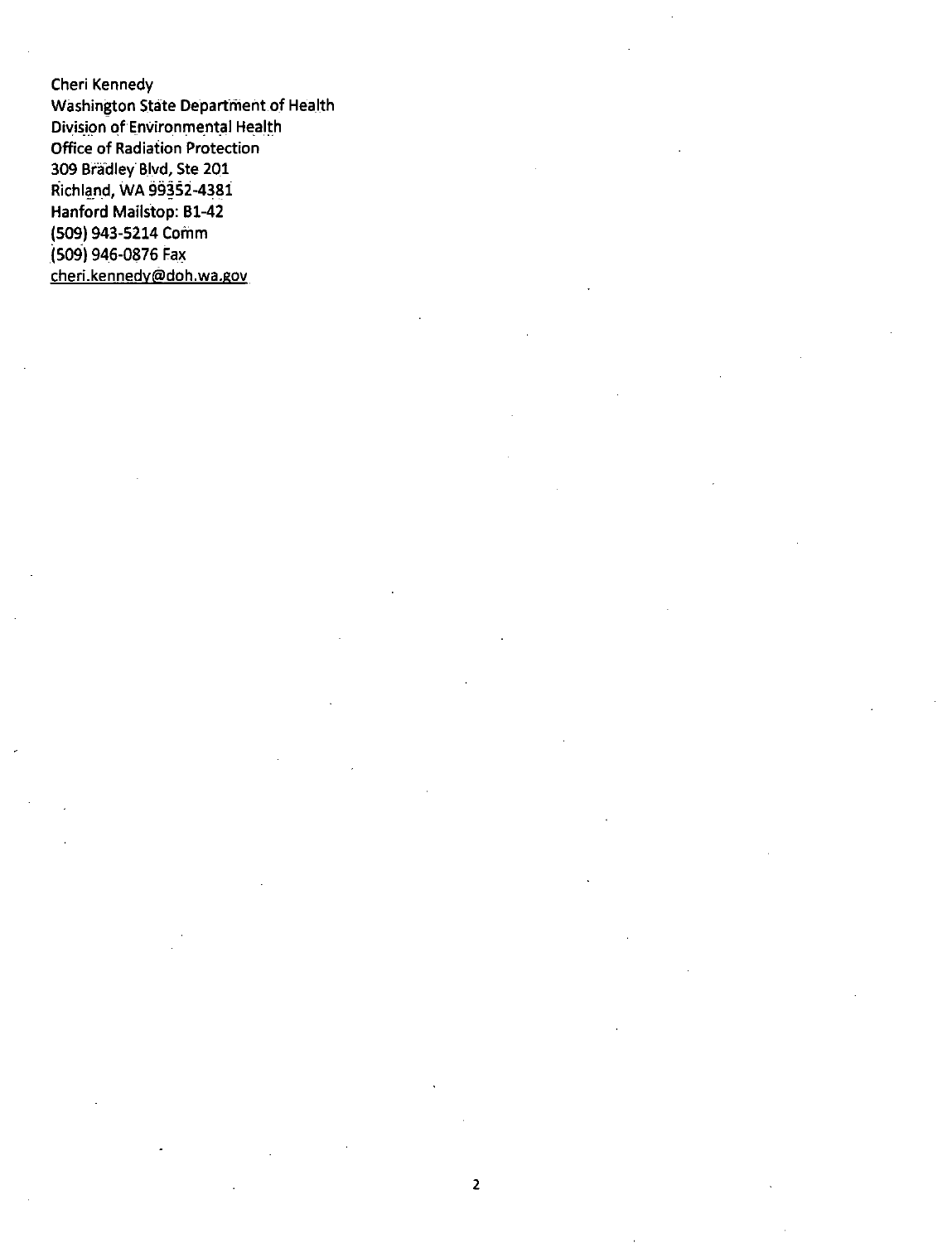Cheri Kennedy
Washington State Department of Health
Division of Environmental Health
Office of Radiation Protection
309 Bradley Blvd, Ste 201
Richland, WA 99352-4381
Hanford Mailstop: B1-42
(509) 943-5214 Comm
(509) 946-0876 Fax
cheri.kennedy@doh.wa.gov